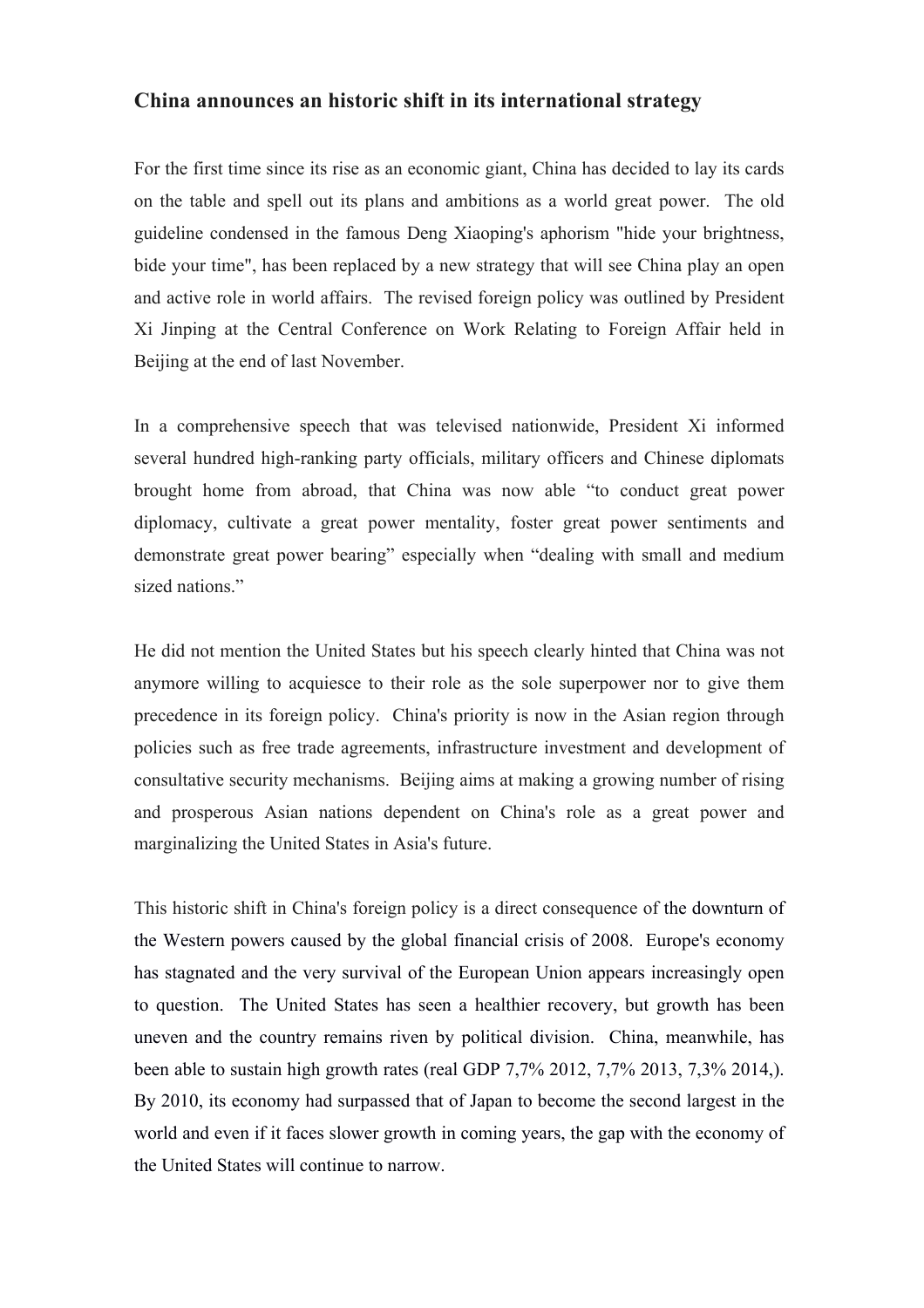## China announces an historic shift in its international strategy

For the first time since its rise as an economic giant, China has decided to lay its cards on the table and spell out its plans and ambitions as a world great power. The old guideline condensed in the famous Deng Xiaoping's aphorism "hide your brightness, bide your time", has been replaced by a new strategy that will see China play an open and active role in world affairs. The revised foreign policy was outlined by President Xi Jinping at the Central Conference on Work Relating to Foreign Affair held in Beijing at the end of last November.

In a comprehensive speech that was televised nationwide, President Xi informed several hundred high-ranking party officials, military officers and Chinese diplomats brought home from abroad, that China was now able "to conduct great power diplomacy, cultivate a great power mentality, foster great power sentiments and demonstrate great power bearing" especially when "dealing with small and medium sized nations."

He did not mention the United States but his speech clearly hinted that China was not anymore willing to acquiesce to their role as the sole superpower nor to give them precedence in its foreign policy. China's priority is now in the Asian region through policies such as free trade agreements, infrastructure investment and development of consultative security mechanisms. Beijing aims at making a growing number of rising and prosperous Asian nations dependent on China's role as a great power and marginalizing the United States in Asia's future.

This historic shift in China's foreign policy is a direct consequence of the downturn of the Western powers caused by the global financial crisis of 2008. Europe's economy has stagnated and the very survival of the European Union appears increasingly open to question. The United States has seen a healthier recovery, but growth has been uneven and the country remains riven by political division. China, meanwhile, has been able to sustain high growth rates (real GDP 7,7% 2012, 7,7% 2013, 7,3% 2014,). By 2010, its economy had surpassed that of Japan to become the second largest in the world and even if it faces slower growth in coming years, the gap with the economy of the United States will continue to narrow.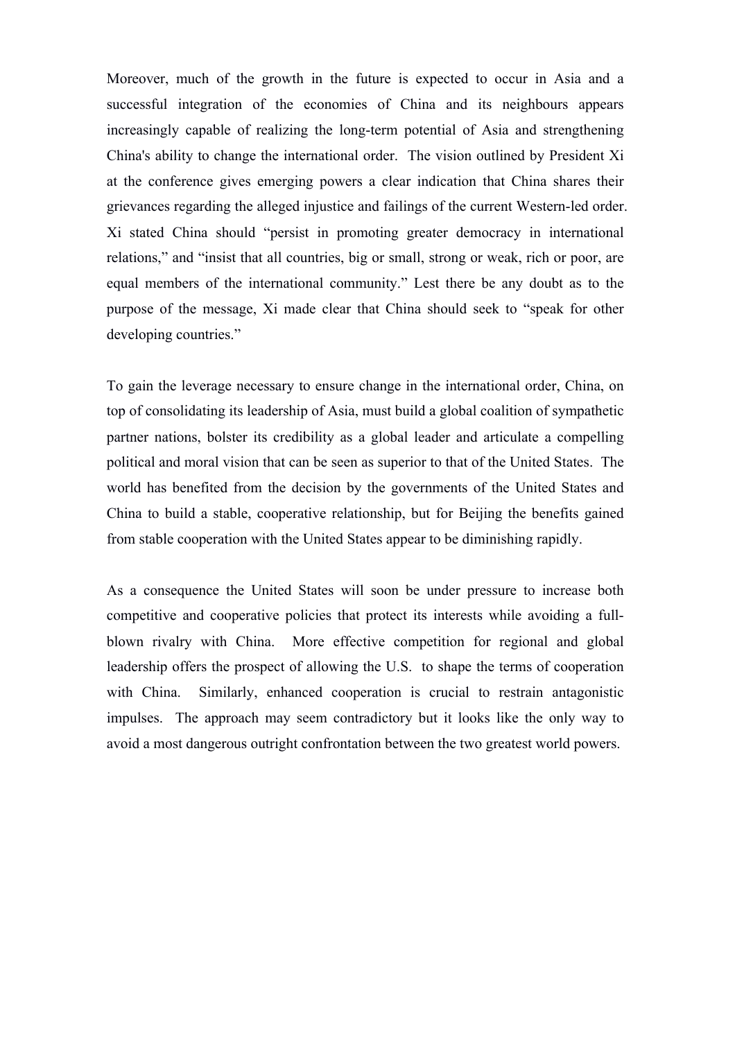Moreover, much of the growth in the future is expected to occur in Asia and a successful integration of the economies of China and its neighbours appears increasingly capable of realizing the long-term potential of Asia and strengthening China's ability to change the international order. The vision outlined by President Xi at the conference gives emerging powers a clear indication that China shares their grievances regarding the alleged injustice and failings of the current Western-led order. Xi stated China should "persist in promoting greater democracy in international relations," and "insist that all countries, big or small, strong or weak, rich or poor, are equal members of the international community." Lest there be any doubt as to the purpose of the message, Xi made clear that China should seek to "speak for other developing countries."

To gain the leverage necessary to ensure change in the international order, China, on top of consolidating its leadership of Asia, must build a global coalition of sympathetic partner nations, bolster its credibility as a global leader and articulate a compelling political and moral vision that can be seen as superior to that of the United States. The world has benefited from the decision by the governments of the United States and China to build a stable, cooperative relationship, but for Beijing the benefits gained from stable cooperation with the United States appear to be diminishing rapidly.

As a consequence the United States will soon be under pressure to increase both competitive and cooperative policies that protect its interests while avoiding a full-blown rivalry with China. More effective competition for regional and global leadership offers the prospect of allowing the U.S. to shape the terms of cooperation with China. Similarly, enhanced cooperation is crucial to restrain antagonistic impulses. The approach may seem contradictory but it looks like the only way to avoid a most dangerous outright confrontation between the two greatest world powers.